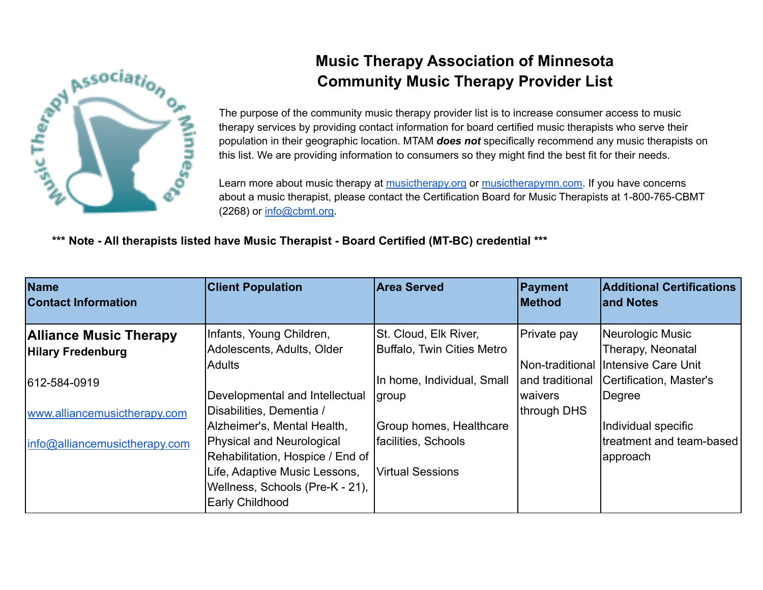# Music Therapy Association of Minnesota
# Community Music Therapy Provider List

The purpose of the community music therapy provider list is to increase consumer access to music therapy services by providing contact information for board certified music therapists who serve their population in their geographic location. MTAM ***does not*** specifically recommend any music therapists on this list. We are providing information to consumers so they might find the best fit for their needs.

Learn more about music therapy at [musictherapy.org](musictherapy.org) or [musictherapymn.com](musictherapymn.com). If you have concerns about a music therapist, please contact the Certification Board for Music Therapists at 1-800-765-CBMT (2268) or [info@cbmt.org](mailto:info@cbmt.org).

**\*\*\* Note - All therapists listed have Music Therapist - Board Certified (MT-BC) credential \*\*\***

| Name<br>Contact Information | Client Population | Area Served | Payment Method | Additional Certifications and Notes |
|---|---|---|---|---|
| **Alliance Music Therapy**<br>**Hilary Fredenburg**<br><br>612-584-0919<br><br>[www.alliancemusictherapy.com](www.alliancemusictherapy.com)<br><br>[info@alliancemusictherapy.com](mailto:info@alliancemusictherapy.com) | Infants, Young Children, Adolescents, Adults, Older Adults<br><br>Developmental and Intellectual Disabilities, Dementia / Alzheimer's, Mental Health, Physical and Neurological Rehabilitation, Hospice / End of Life, Adaptive Music Lessons, Wellness, Schools (Pre-K - 21), Early Childhood | St. Cloud, Elk River, Buffalo, Twin Cities Metro<br><br>In home, Individual, Small group<br><br>Group homes, Healthcare facilities, Schools<br><br>Virtual Sessions | Private pay<br><br>Non-traditional and traditional waivers through DHS | Neurologic Music Therapy, Neonatal Intensive Care Unit Certification, Master's Degree<br><br>Individual specific treatment and team-based approach |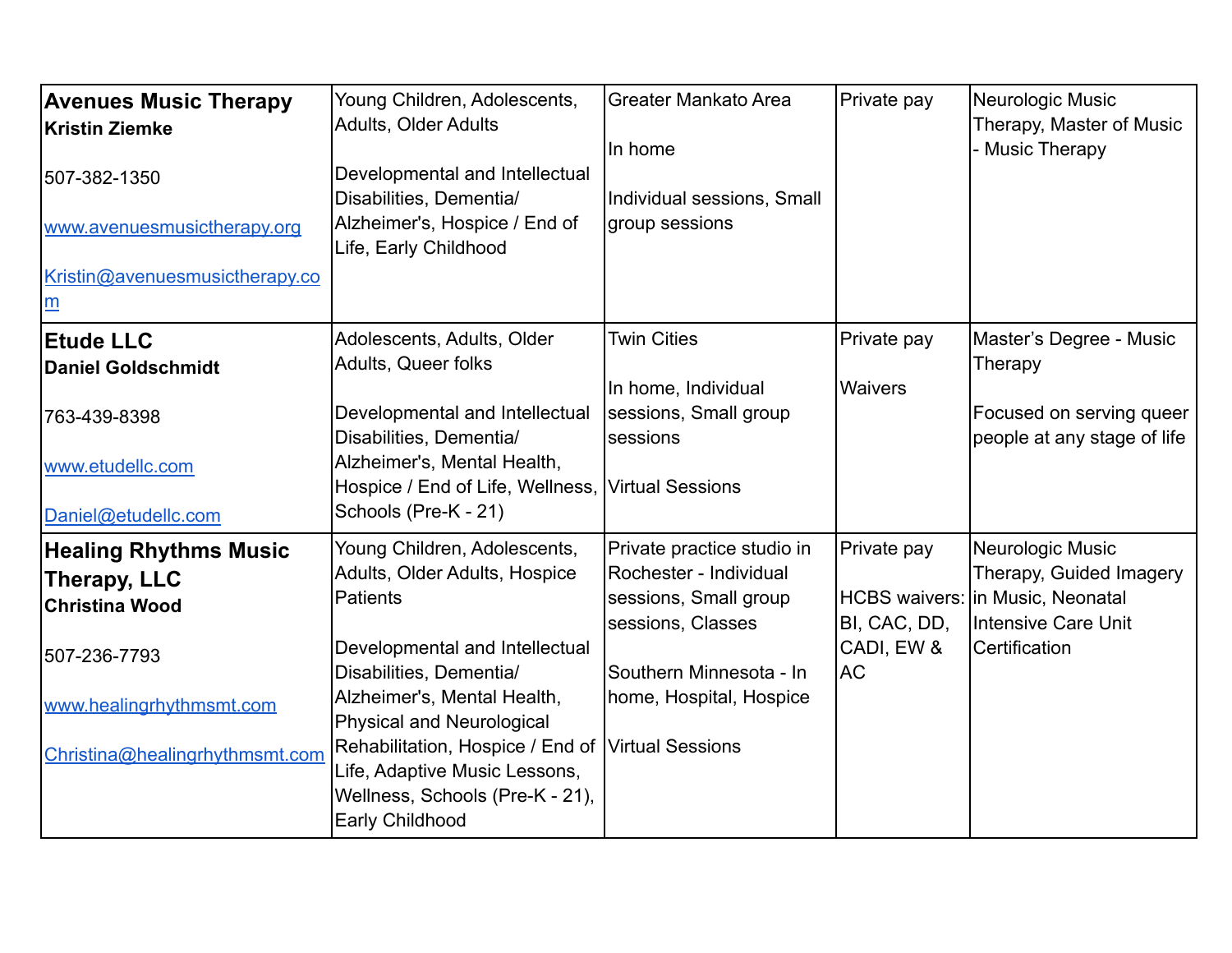| | | | | |
|---|---|---|---|---|
| **Avenues Music Therapy**<br>**Kristin Ziemke**<br><br>507-382-1350<br><br>www.avenuesmusictherapy.org<br><br>Kristin@avenuesmusictherapy.com | Young Children, Adolescents, Adults, Older Adults<br><br>Developmental and Intellectual Disabilities, Dementia/ Alzheimer's, Hospice / End of Life, Early Childhood | Greater Mankato Area<br><br>In home<br><br>Individual sessions, Small group sessions | Private pay | Neurologic Music Therapy, Master of Music - Music Therapy |
| **Etude LLC**<br>**Daniel Goldschmidt**<br><br>763-439-8398<br><br>www.etudellc.com<br><br>Daniel@etudellc.com | Adolescents, Adults, Older Adults, Queer folks<br><br>Developmental and Intellectual Disabilities, Dementia/ Alzheimer's, Mental Health, Hospice / End of Life, Wellness, Schools (Pre-K - 21) | Twin Cities<br><br>In home, Individual sessions, Small group sessions<br><br>Virtual Sessions | Private pay<br><br>Waivers | Master's Degree - Music Therapy<br><br>Focused on serving queer people at any stage of life |
| **Healing Rhythms Music Therapy, LLC**<br>**Christina Wood**<br><br>507-236-7793<br><br>www.healingrhythmsmt.com<br><br>Christina@healingrhythmsmt.com | Young Children, Adolescents, Adults, Older Adults, Hospice Patients<br><br>Developmental and Intellectual Disabilities, Dementia/ Alzheimer's, Mental Health, Physical and Neurological Rehabilitation, Hospice / End of Life, Adaptive Music Lessons, Wellness, Schools (Pre-K - 21), Early Childhood | Private practice studio in Rochester - Individual sessions, Small group sessions, Classes<br><br>Southern Minnesota - In home, Hospital, Hospice<br><br>Virtual Sessions | Private pay<br><br>HCBS waivers: BI, CAC, DD, CADI, EW & AC | Neurologic Music Therapy, Guided Imagery in Music, Neonatal Intensive Care Unit Certification |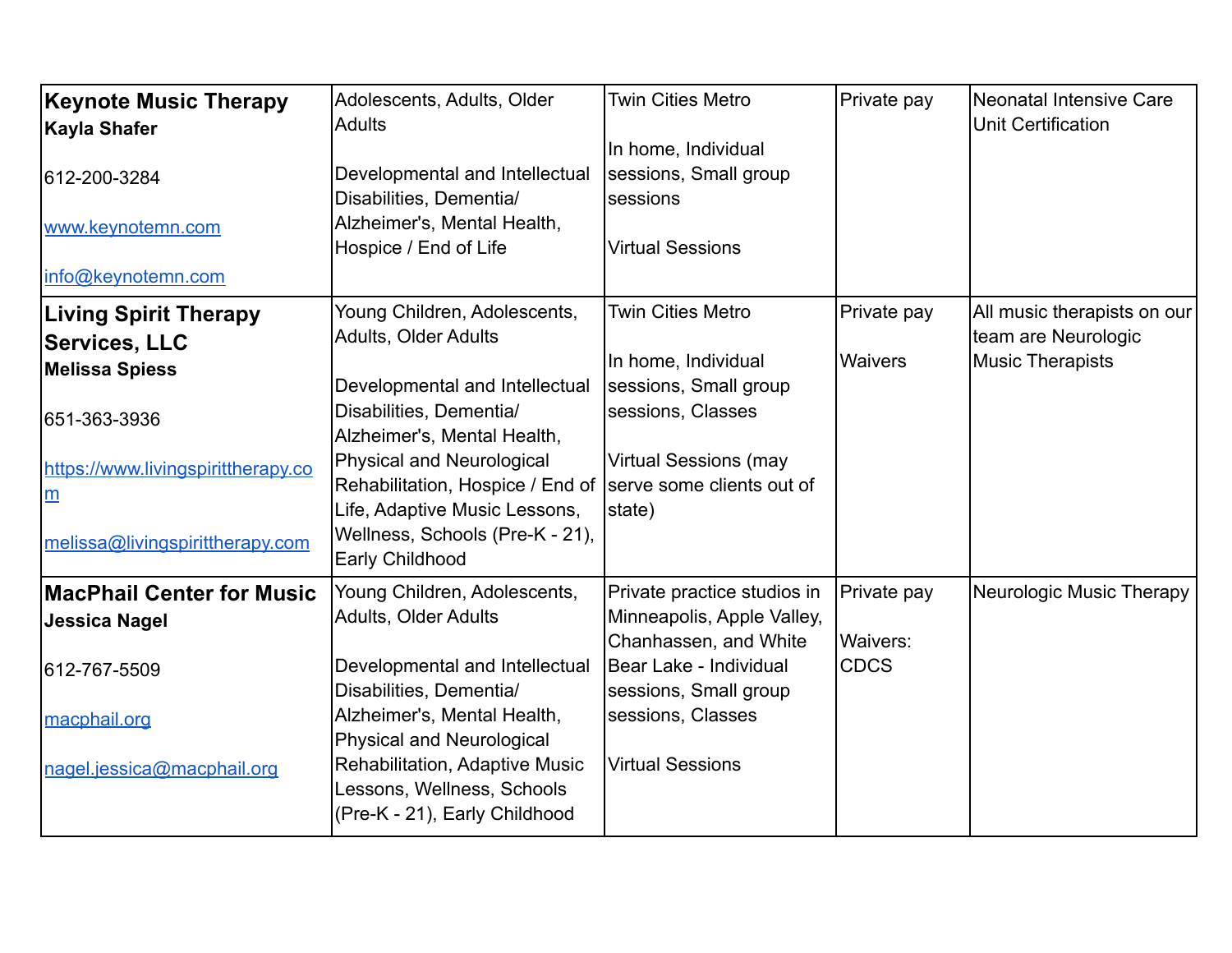| | | | | |
|---|---|---|---|---|
| **Keynote Music Therapy**<br>**Kayla Shafer**<br><br>612-200-3284<br><br>www.keynotemn.com<br><br>info@keynotemn.com | Adolescents, Adults, Older Adults<br><br>Developmental and Intellectual Disabilities, Dementia/ Alzheimer's, Mental Health, Hospice / End of Life | Twin Cities Metro<br><br>In home, Individual sessions, Small group sessions<br><br>Virtual Sessions | Private pay | Neonatal Intensive Care Unit Certification |
| **Living Spirit Therapy Services, LLC**<br>**Melissa Spiess**<br><br>651-363-3936<br><br>https://www.livingspirittherapy.com<br><br>melissa@livingspirittherapy.com | Young Children, Adolescents, Adults, Older Adults<br><br>Developmental and Intellectual Disabilities, Dementia/ Alzheimer's, Mental Health, Physical and Neurological Rehabilitation, Hospice / End of Life, Adaptive Music Lessons, Wellness, Schools (Pre-K - 21), Early Childhood | Twin Cities Metro<br><br>In home, Individual sessions, Small group sessions, Classes<br><br>Virtual Sessions (may serve some clients out of state) | Private pay<br><br>Waivers | All music therapists on our team are Neurologic Music Therapists |
| **MacPhail Center for Music**<br>**Jessica Nagel**<br><br>612-767-5509<br><br>macphail.org<br><br>nagel.jessica@macphail.org | Young Children, Adolescents, Adults, Older Adults<br><br>Developmental and Intellectual Disabilities, Dementia/ Alzheimer's, Mental Health, Physical and Neurological Rehabilitation, Adaptive Music Lessons, Wellness, Schools (Pre-K - 21), Early Childhood | Private practice studios in Minneapolis, Apple Valley, Chanhassen, and White Bear Lake - Individual sessions, Small group sessions, Classes<br><br>Virtual Sessions | Private pay<br><br>Waivers: CDCS | Neurologic Music Therapy |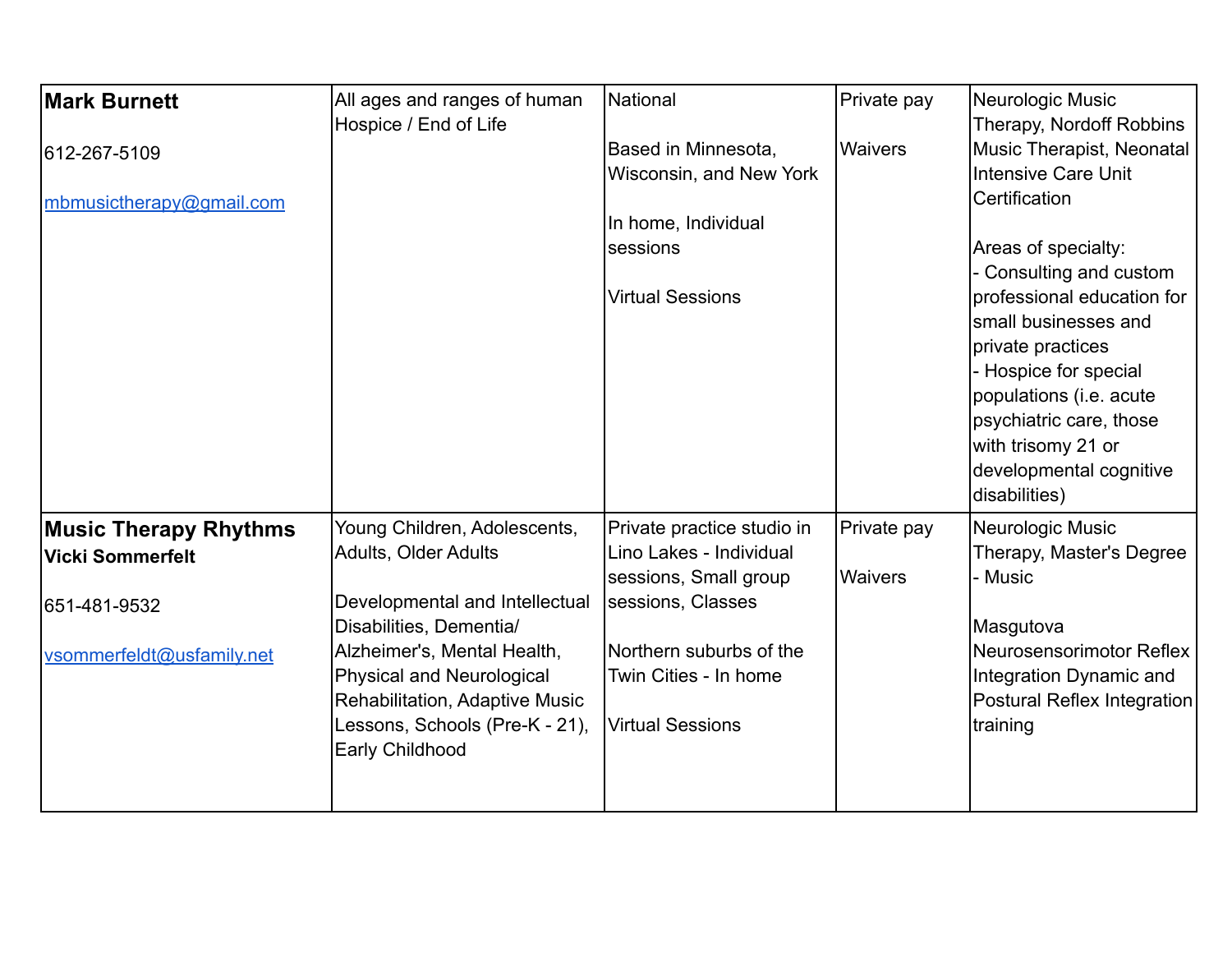| | | | | |
|---|---|---|---|---|
| **Mark Burnett**<br><br>612-267-5109<br><br>mbmusictherapy@gmail.com | All ages and ranges of human<br>Hospice / End of Life | National<br><br>Based in Minnesota, Wisconsin, and New York<br><br>In home, Individual sessions<br><br>Virtual Sessions | Private pay<br><br>Waivers | Neurologic Music Therapy, Nordoff Robbins Music Therapist, Neonatal Intensive Care Unit Certification<br><br>Areas of specialty:<br>- Consulting and custom professional education for small businesses and private practices<br>- Hospice for special populations (i.e. acute psychiatric care, those with trisomy 21 or developmental cognitive disabilities) |
| **Music Therapy Rhythms**<br>**Vicki Sommerfelt**<br><br>651-481-9532<br><br>vsommerfeldt@usfamily.net | Young Children, Adolescents, Adults, Older Adults<br><br>Developmental and Intellectual Disabilities, Dementia/ Alzheimer's, Mental Health, Physical and Neurological Rehabilitation, Adaptive Music Lessons, Schools (Pre-K - 21), Early Childhood | Private practice studio in Lino Lakes - Individual sessions, Small group sessions, Classes<br><br>Northern suburbs of the Twin Cities - In home<br><br>Virtual Sessions | Private pay<br><br>Waivers | Neurologic Music Therapy, Master's Degree - Music<br><br>Masgutova Neurosensorimotor Reflex Integration Dynamic and Postural Reflex Integration training |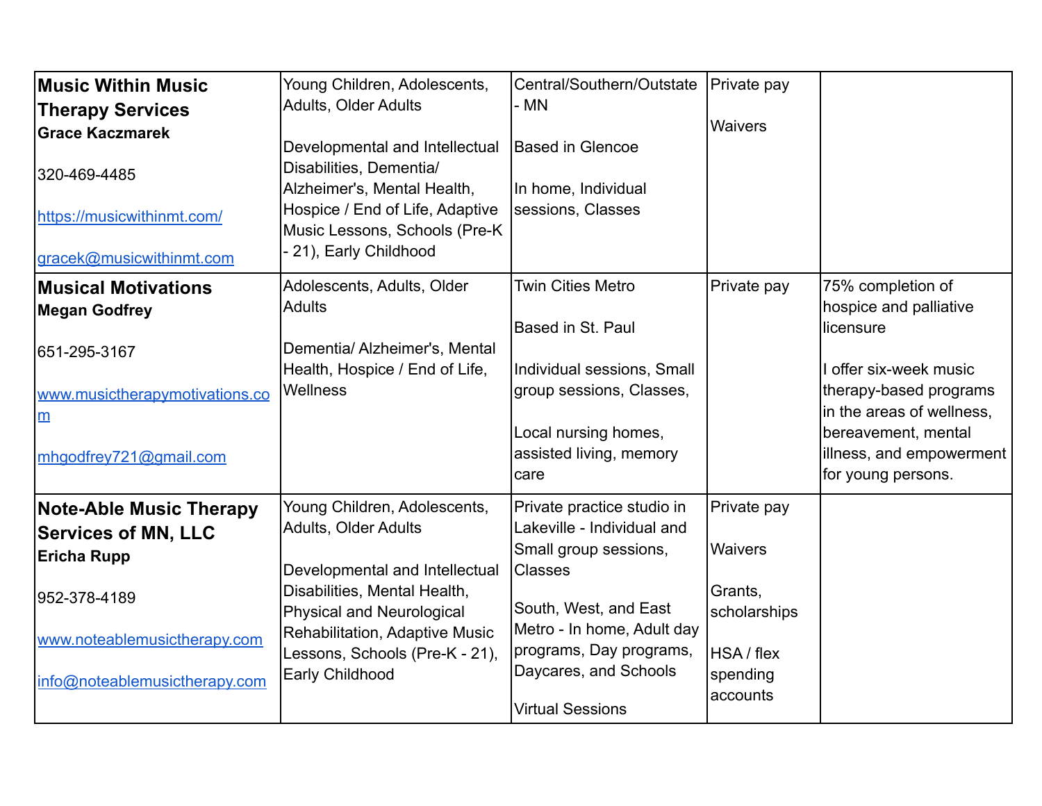| **Music Within Music Therapy Services**<br>**Grace Kaczmarek**<br><br>320-469-4485<br><br>https://musicwithinmt.com/<br><br>gracek@musicwithinmt.com | Young Children, Adolescents, Adults, Older Adults<br><br>Developmental and Intellectual Disabilities, Dementia/ Alzheimer's, Mental Health, Hospice / End of Life, Adaptive Music Lessons, Schools (Pre-K - 21), Early Childhood | Central/Southern/Outstate - MN<br><br>Based in Glencoe<br><br>In home, Individual sessions, Classes | Private pay<br><br>Waivers | |
|---|---|---|---|---|
| **Musical Motivations**<br>**Megan Godfrey**<br><br>651-295-3167<br><br>www.musictherapymotivations.com<br><br>mhgodfrey721@gmail.com | Adolescents, Adults, Older Adults<br><br>Dementia/ Alzheimer's, Mental Health, Hospice / End of Life, Wellness | Twin Cities Metro<br><br>Based in St. Paul<br><br>Individual sessions, Small group sessions, Classes,<br><br>Local nursing homes, assisted living, memory care | Private pay | 75% completion of hospice and palliative licensure<br><br>I offer six-week music therapy-based programs in the areas of wellness, bereavement, mental illness, and empowerment for young persons. |
| **Note-Able Music Therapy Services of MN, LLC**<br>**Ericha Rupp**<br><br>952-378-4189<br><br>www.noteablemusictherapy.com<br><br>info@noteablemusictherapy.com | Young Children, Adolescents, Adults, Older Adults<br><br>Developmental and Intellectual Disabilities, Mental Health, Physical and Neurological Rehabilitation, Adaptive Music Lessons, Schools (Pre-K - 21), Early Childhood | Private practice studio in Lakeville - Individual and Small group sessions, Classes<br><br>South, West, and East Metro - In home, Adult day programs, Day programs, Daycares, and Schools<br><br>Virtual Sessions | Private pay<br><br>Waivers<br><br>Grants, scholarships<br><br>HSA / flex spending accounts | |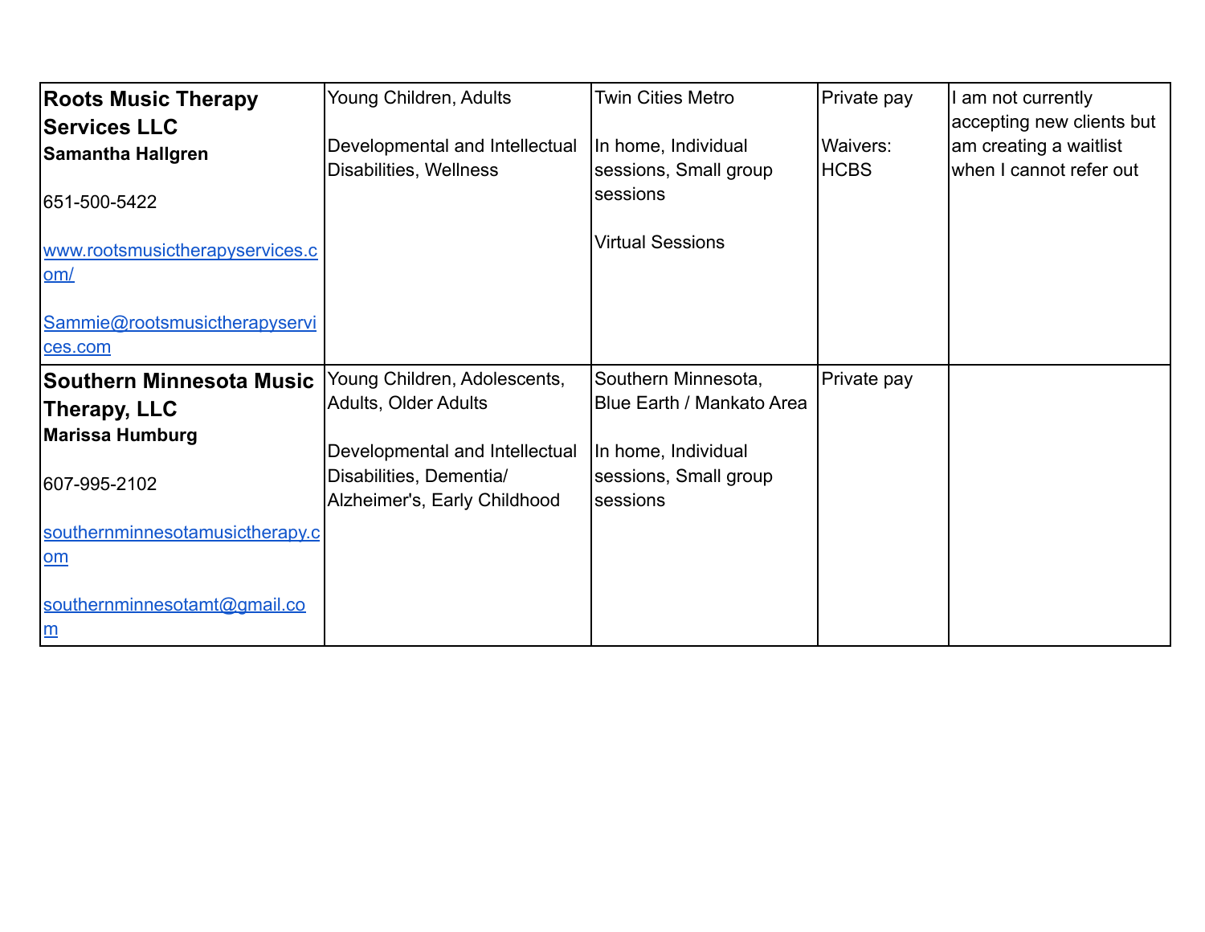| **Roots Music Therapy Services LLC**<br>**Samantha Hallgren**<br><br>651-500-5422<br><br>www.rootsmusictherapyservices.com/<br><br>Sammie@rootsmusictherapyservices.com | Young Children, Adults<br><br>Developmental and Intellectual Disabilities, Wellness | Twin Cities Metro<br><br>In home, Individual sessions, Small group sessions<br><br>Virtual Sessions | Private pay<br><br>Waivers: HCBS | I am not currently accepting new clients but am creating a waitlist when I cannot refer out |
|---|---|---|---|---|
| **Southern Minnesota Music Therapy, LLC**<br>**Marissa Humburg**<br><br>607-995-2102<br><br>southernminnesotamusictherapy.com<br><br>southernminnesotamt@gmail.com | Young Children, Adolescents, Adults, Older Adults<br><br>Developmental and Intellectual Disabilities, Dementia/ Alzheimer's, Early Childhood | Southern Minnesota, Blue Earth / Mankato Area<br><br>In home, Individual sessions, Small group sessions | Private pay | |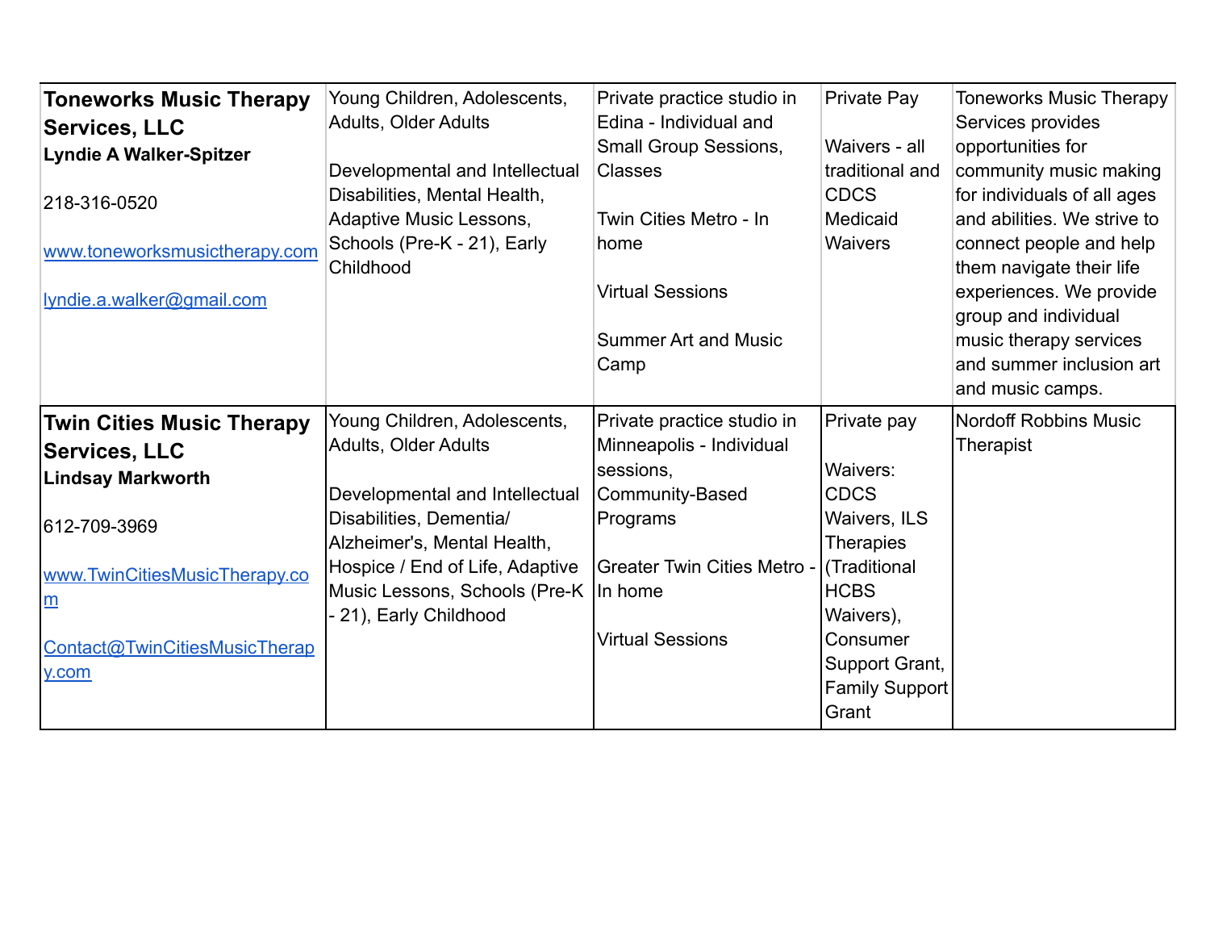| | | | | |
|---|---|---|---|---|
| **Toneworks Music Therapy Services, LLC**<br>**Lyndie A Walker-Spitzer**<br><br>218-316-0520<br><br>www.toneworksmusictherapy.com<br><br>lyndie.a.walker@gmail.com | Young Children, Adolescents, Adults, Older Adults<br><br>Developmental and Intellectual Disabilities, Mental Health, Adaptive Music Lessons, Schools (Pre-K - 21), Early Childhood | Private practice studio in Edina - Individual and Small Group Sessions, Classes<br><br>Twin Cities Metro - In home<br><br>Virtual Sessions<br><br>Summer Art and Music Camp | Private Pay<br><br>Waivers - all traditional and CDCS Medicaid Waivers | Toneworks Music Therapy Services provides opportunities for community music making for individuals of all ages and abilities. We strive to connect people and help them navigate their life experiences. We provide group and individual music therapy services and summer inclusion art and music camps. |
| **Twin Cities Music Therapy Services, LLC**<br>**Lindsay Markworth**<br><br>612-709-3969<br><br>www.TwinCitiesMusicTherapy.com<br><br>Contact@TwinCitiesMusicTherapy.com | Young Children, Adolescents, Adults, Older Adults<br><br>Developmental and Intellectual Disabilities, Dementia/ Alzheimer's, Mental Health, Hospice / End of Life, Adaptive Music Lessons, Schools (Pre-K - 21), Early Childhood | Private practice studio in Minneapolis - Individual sessions, Community-Based Programs<br><br>Greater Twin Cities Metro - In home<br><br>Virtual Sessions | Private pay<br><br>Waivers: CDCS Waivers, ILS Therapies (Traditional HCBS Waivers), Consumer Support Grant, Family Support Grant | Nordoff Robbins Music Therapist |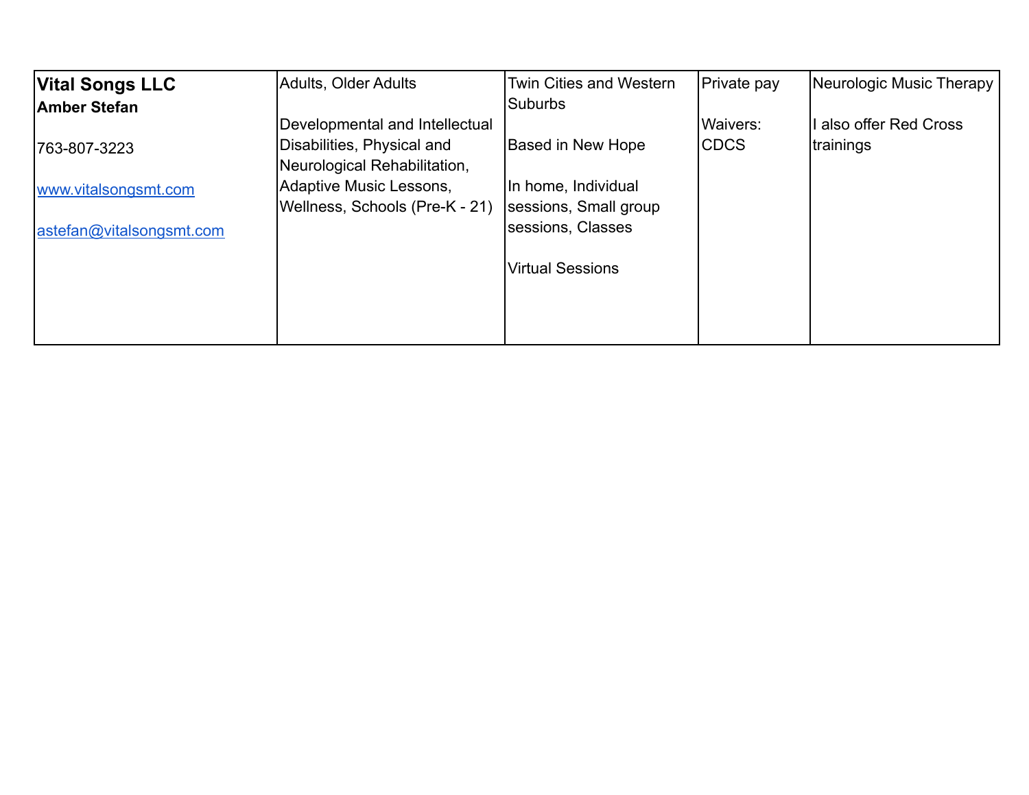| | | | | |
|---|---|---|---|---|
| **Vital Songs LLC**<br>**Amber Stefan**<br><br>763-807-3223<br><br>[www.vitalsongsmt.com](http://www.vitalsongsmt.com)<br><br>[astefan@vitalsongsmt.com](mailto:astefan@vitalsongsmt.com) | Adults, Older Adults<br><br>Developmental and Intellectual Disabilities, Physical and Neurological Rehabilitation, Adaptive Music Lessons, Wellness, Schools (Pre-K - 21) | Twin Cities and Western Suburbs<br><br>Based in New Hope<br><br>In home, Individual sessions, Small group sessions, Classes<br><br>Virtual Sessions | Private pay<br><br>Waivers: CDCS | Neurologic Music Therapy<br><br>I also offer Red Cross trainings |